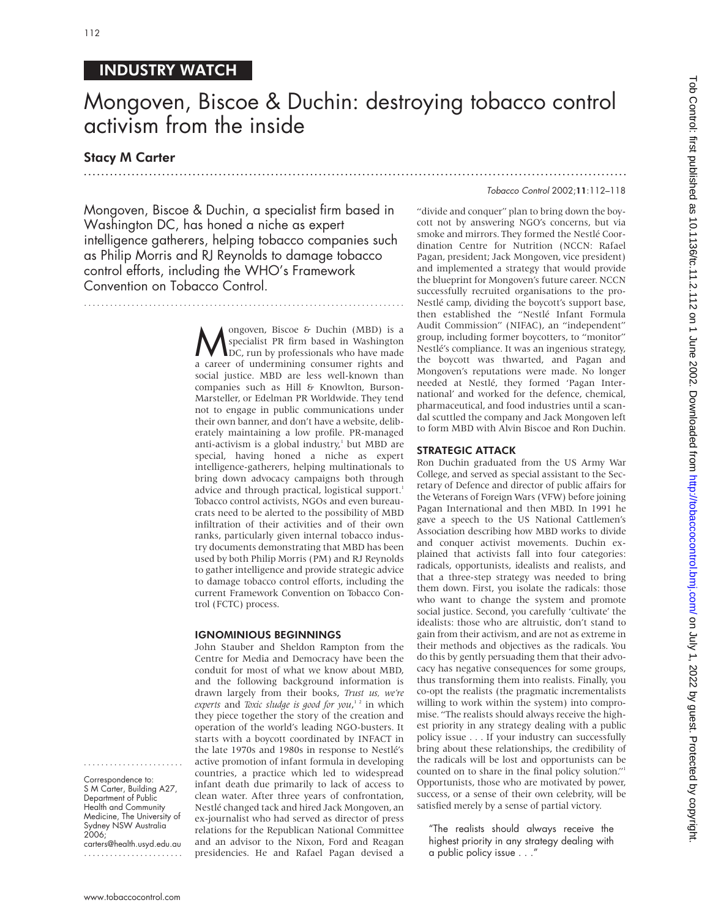INDUSTRY WATCH

# Mongoven, Biscoe & Duchin: destroying tobacco control activism from the inside

**Stacy M Carter**

Mongoven, Biscoe & Duchin, a specialist firm based in Washington DC, has honed a niche as expert intelligence gatherers, helping tobacco companies such as Philip Morris and RJ Reynolds to damage tobacco control efforts, including the WHO's Framework Convention on Tobacco Control.

Mongoven, Biscoe & Duchin (MBD) is a specialist PR firm based in Washington DC, run by professionals who have made a career of undermining consumer rights and social justice. MBD are less well-known than companies such as Hill & Knowlton, Burson-Marsteller, or Edelman PR Worldwide. They tend not to engage in public communications under their own banner, and don't have a website, deliberately maintaining a low profile. PR-managed anti-activism is a global industry,[1] but MBD are special, having honed a niche as expert intelligence-gatherers, helping multinationals to bring down advocacy campaigns both through advice and through practical, logistical support.[1] Tobacco control activists, NGOs and even bureaucrats need to be alerted to the possibility of MBD infiltration of their activities and of their own ranks, particularly given internal tobacco industry documents demonstrating that MBD has been used by both Philip Morris (PM) and RJ Reynolds to gather intelligence and provide strategic advice to damage tobacco control efforts, including the current Framework Convention on Tobacco Control (FCTC) process.

## IGNOMINIOUS BEGINNINGS

John Stauber and Sheldon Rampton from the Centre for Media and Democracy have been the conduit for most of what we know about MBD, and the following background information is drawn largely from their books, *Trust us, we're experts* and *Toxic sludge is good for you*,[1 2] in which they piece together the story of the creation and operation of the world's leading NGO-busters. It starts with a boycott coordinated by INFACT in the late 1970s and 1980s in response to Nestlé's active promotion of infant formula in developing countries, a practice which led to widespread infant death due primarily to lack of access to clean water. After three years of confrontation, Nestlé changed tack and hired Jack Mongoven, an ex-journalist who had served as director of press relations for the Republican National Committee and an advisor to the Nixon, Ford and Reagan presidencies. He and Rafael Pagan devised a "divide and conquer" plan to bring down the boycott not by answering NGO's concerns, but via smoke and mirrors. They formed the Nestlé Coordination Centre for Nutrition (NCCN: Rafael Pagan, president; Jack Mongoven, vice president) and implemented a strategy that would provide the blueprint for Mongoven's future career. NCCN successfully recruited organisations to the pro-Nestlé camp, dividing the boycott's support base, then established the "Nestlé Infant Formula Audit Commission" (NIFAC), an "independent" group, including former boycotters, to "monitor" Nestlé's compliance. It was an ingenious strategy, the boycott was thwarted, and Pagan and Mongoven's reputations were made. No longer needed at Nestlé, they formed 'Pagan International' and worked for the defence, chemical, pharmaceutical, and food industries until a scandal scuttled the company and Jack Mongoven left to form MBD with Alvin Biscoe and Ron Duchin.

## STRATEGIC ATTACK

Ron Duchin graduated from the US Army War College, and served as special assistant to the Secretary of Defence and director of public affairs for the Veterans of Foreign Wars (VFW) before joining Pagan International and then MBD. In 1991 he gave a speech to the US National Cattlemen's Association describing how MBD works to divide and conquer activist movements. Duchin explained that activists fall into four categories: radicals, opportunists, idealists and realists, and that a three-step strategy was needed to bring them down. First, you isolate the radicals: those who want to change the system and promote social justice. Second, you carefully 'cultivate' the idealists: those who are altruistic, don't stand to gain from their activism, and are not as extreme in their methods and objectives as the radicals. You do this by gently persuading them that their advocacy has negative consequences for some groups, thus transforming them into realists. Finally, you co-opt the realists (the pragmatic incrementalists willing to work within the system) into compromise. "The realists should always receive the highest priority in any strategy dealing with a public policy issue . . . If your industry can successfully bring about these relationships, the credibility of the radicals will be lost and opportunists can be counted on to share in the final policy solution."[1] Opportunists, those who are motivated by power, success, or a sense of their own celebrity, will be satisfied merely by a sense of partial victory.

> "The realists should always receive the highest priority in any strategy dealing with a public policy issue . . ."

Correspondence to: S M Carter, Building A27, Department of Public Health and Community Medicine, The University of Sydney NSW Australia 2006; carters@health.usyd.edu.au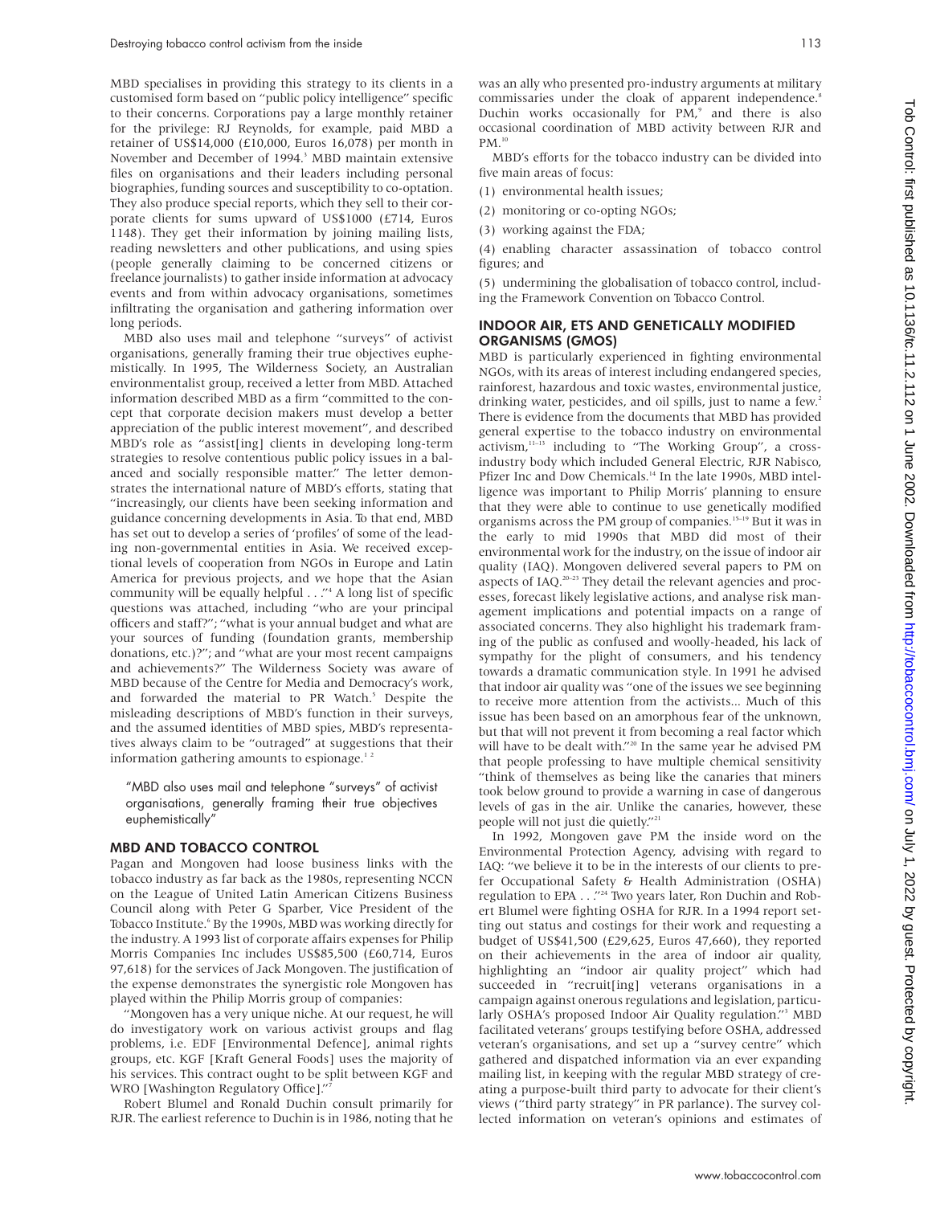MBD specialises in providing this strategy to its clients in a customised form based on "public policy intelligence" specific to their concerns. Corporations pay a large monthly retainer for the privilege: RJ Reynolds, for example, paid MBD a retainer of US$14,000 (£10,000, Euros 16,078) per month in November and December of 1994.[3] MBD maintain extensive files on organisations and their leaders including personal biographies, funding sources and susceptibility to co-optation. They also produce special reports, which they sell to their corporate clients for sums upward of US$1000 (£714, Euros 1148). They get their information by joining mailing lists, reading newsletters and other publications, and using spies (people generally claiming to be concerned citizens or freelance journalists) to gather inside information at advocacy events and from within advocacy organisations, sometimes infiltrating the organisation and gathering information over long periods.

MBD also uses mail and telephone "surveys" of activist organisations, generally framing their true objectives euphemistically. In 1995, The Wilderness Society, an Australian environmentalist group, received a letter from MBD. Attached information described MBD as a firm "committed to the concept that corporate decision makers must develop a better appreciation of the public interest movement", and described MBD's role as "assist[ing] clients in developing long-term strategies to resolve contentious public policy issues in a balanced and socially responsible matter." The letter demonstrates the international nature of MBD's efforts, stating that "increasingly, our clients have been seeking information and guidance concerning developments in Asia. To that end, MBD has set out to develop a series of 'profiles' of some of the leading non-governmental entities in Asia. We received exceptional levels of cooperation from NGOs in Europe and Latin America for previous projects, and we hope that the Asian community will be equally helpful . . ."[4] A long list of specific questions was attached, including "who are your principal officers and staff?"; "what is your annual budget and what are your sources of funding (foundation grants, membership donations, etc.)?"; and "what are your most recent campaigns and achievements?" The Wilderness Society was aware of MBD because of the Centre for Media and Democracy's work, and forwarded the material to PR Watch.[5] Despite the misleading descriptions of MBD's function in their surveys, and the assumed identities of MBD spies, MBD's representatives always claim to be "outraged" at suggestions that their information gathering amounts to espionage.[1 2]

> "MBD also uses mail and telephone "surveys" of activist organisations, generally framing their true objectives euphemistically"

## MBD AND TOBACCO CONTROL

Pagan and Mongoven had loose business links with the tobacco industry as far back as the 1980s, representing NCCN on the League of United Latin American Citizens Business Council along with Peter G Sparber, Vice President of the Tobacco Institute.[6] By the 1990s, MBD was working directly for the industry. A 1993 list of corporate affairs expenses for Philip Morris Companies Inc includes US$85,500 (£60,714, Euros 97,618) for the services of Jack Mongoven. The justification of the expense demonstrates the synergistic role Mongoven has played within the Philip Morris group of companies:

"Mongoven has a very unique niche. At our request, he will do investigatory work on various activist groups and flag problems, i.e. EDF [Environmental Defence], animal rights groups, etc. KGF [Kraft General Foods] uses the majority of his services. This contract ought to be split between KGF and WRO [Washington Regulatory Office]."[7]

Robert Blumel and Ronald Duchin consult primarily for RJR. The earliest reference to Duchin is in 1986, noting that he was an ally who presented pro-industry arguments at military commissaries under the cloak of apparent independence.[8] Duchin works occasionally for PM,[9] and there is also occasional coordination of MBD activity between RJR and PM.[10]

MBD's efforts for the tobacco industry can be divided into five main areas of focus:

(1) environmental health issues;

(2) monitoring or co-opting NGOs;

(3) working against the FDA;

(4) enabling character assassination of tobacco control figures; and

(5) undermining the globalisation of tobacco control, including the Framework Convention on Tobacco Control.

## INDOOR AIR, ETS AND GENETICALLY MODIFIED ORGANISMS (GMOS)

MBD is particularly experienced in fighting environmental NGOs, with its areas of interest including endangered species, rainforest, hazardous and toxic wastes, environmental justice, drinking water, pesticides, and oil spills, just to name a few.[2] There is evidence from the documents that MBD has provided general expertise to the tobacco industry on environmental activism,[11–13] including to "The Working Group", a cross-industry body which included General Electric, RJR Nabisco, Pfizer Inc and Dow Chemicals.[14] In the late 1990s, MBD intelligence was important to Philip Morris' planning to ensure that they were able to continue to use genetically modified organisms across the PM group of companies.[15–19] But it was in the early to mid 1990s that MBD did most of their environmental work for the industry, on the issue of indoor air quality (IAQ). Mongoven delivered several papers to PM on aspects of IAQ.[20–23] They detail the relevant agencies and processes, forecast likely legislative actions, and analyse risk management implications and potential impacts on a range of associated concerns. They also highlight his trademark framing of the public as confused and woolly-headed, his lack of sympathy for the plight of consumers, and his tendency towards a dramatic communication style. In 1991 he advised that indoor air quality was "one of the issues we see beginning to receive more attention from the activists... Much of this issue has been based on an amorphous fear of the unknown, but that will not prevent it from becoming a real factor which will have to be dealt with."[20] In the same year he advised PM that people professing to have multiple chemical sensitivity "think of themselves as being like the canaries that miners took below ground to provide a warning in case of dangerous levels of gas in the air. Unlike the canaries, however, these people will not just die quietly."[21]

In 1992, Mongoven gave PM the inside word on the Environmental Protection Agency, advising with regard to IAQ: "we believe it to be in the interests of our clients to prefer Occupational Safety & Health Administration (OSHA) regulation to EPA . . ."[24] Two years later, Ron Duchin and Robert Blumel were fighting OSHA for RJR. In a 1994 report setting out status and costings for their work and requesting a budget of US$41,500 (£29,625, Euros 47,660), they reported on their achievements in the area of indoor air quality, highlighting an "indoor air quality project" which had succeeded in "recruit[ing] veterans organisations in a campaign against onerous regulations and legislation, particularly OSHA's proposed Indoor Air Quality regulation."[3] MBD facilitated veterans' groups testifying before OSHA, addressed veteran's organisations, and set up a "survey centre" which gathered and dispatched information via an ever expanding mailing list, in keeping with the regular MBD strategy of creating a purpose-built third party to advocate for their client's views ("third party strategy" in PR parlance). The survey collected information on veteran's opinions and estimates of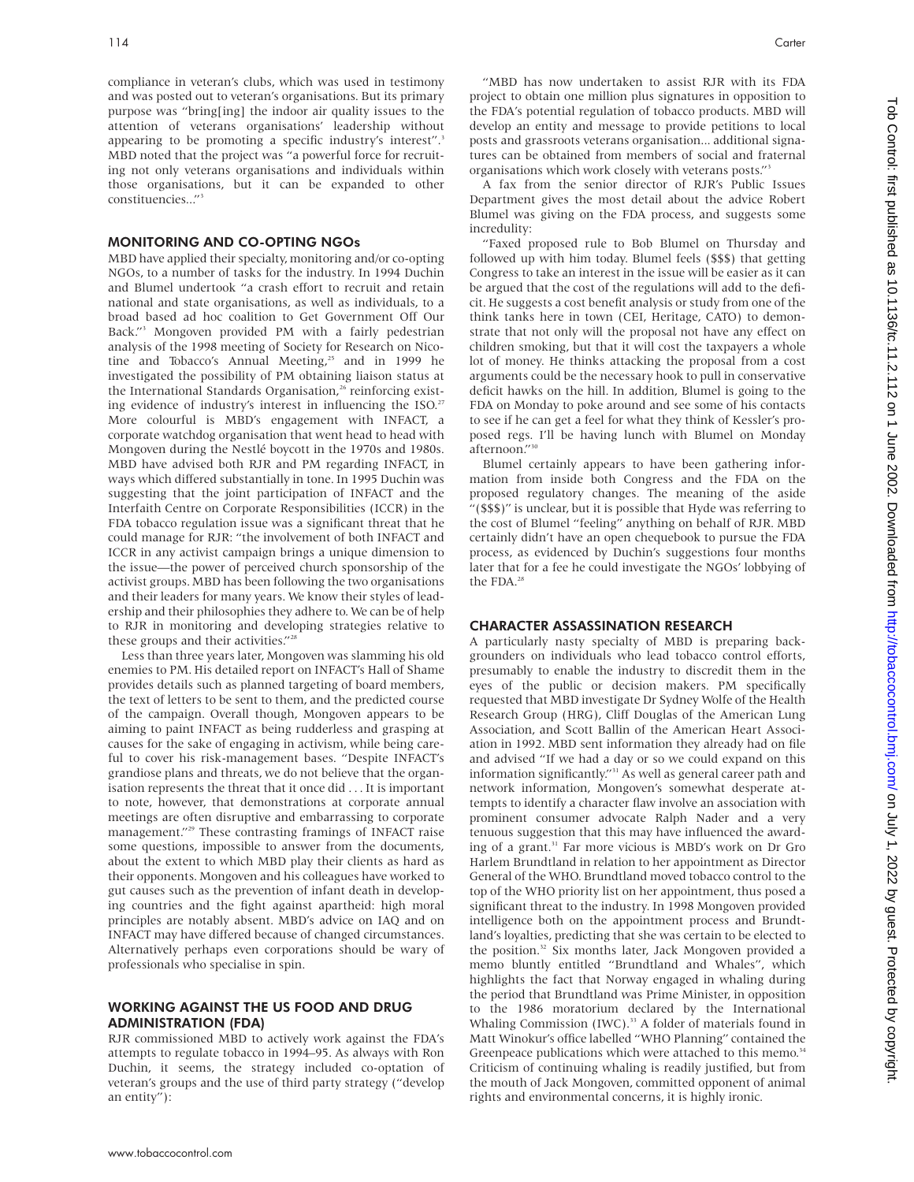compliance in veteran's clubs, which was used in testimony and was posted out to veteran's organisations. But its primary purpose was "bring[ing] the indoor air quality issues to the attention of veterans organisations' leadership without appearing to be promoting a specific industry's interest".[3] MBD noted that the project was "a powerful force for recruiting not only veterans organisations and individuals within those organisations, but it can be expanded to other constituencies..."[3]

## MONITORING AND CO-OPTING NGOs

MBD have applied their specialty, monitoring and/or co-opting NGOs, to a number of tasks for the industry. In 1994 Duchin and Blumel undertook "a crash effort to recruit and retain national and state organisations, as well as individuals, to a broad based ad hoc coalition to Get Government Off Our Back."[3] Mongoven provided PM with a fairly pedestrian analysis of the 1998 meeting of Society for Research on Nicotine and Tobacco's Annual Meeting,[25] and in 1999 he investigated the possibility of PM obtaining liaison status at the International Standards Organisation,[26] reinforcing existing evidence of industry's interest in influencing the ISO.[27] More colourful is MBD's engagement with INFACT, a corporate watchdog organisation that went head to head with Mongoven during the Nestlé boycott in the 1970s and 1980s. MBD have advised both RJR and PM regarding INFACT, in ways which differed substantially in tone. In 1995 Duchin was suggesting that the joint participation of INFACT and the Interfaith Centre on Corporate Responsibilities (ICCR) in the FDA tobacco regulation issue was a significant threat that he could manage for RJR: "the involvement of both INFACT and ICCR in any activist campaign brings a unique dimension to the issue—the power of perceived church sponsorship of the activist groups. MBD has been following the two organisations and their leaders for many years. We know their styles of leadership and their philosophies they adhere to. We can be of help to RJR in monitoring and developing strategies relative to these groups and their activities."[28]

Less than three years later, Mongoven was slamming his old enemies to PM. His detailed report on INFACT's Hall of Shame provides details such as planned targeting of board members, the text of letters to be sent to them, and the predicted course of the campaign. Overall though, Mongoven appears to be aiming to paint INFACT as being rudderless and grasping at causes for the sake of engaging in activism, while being careful to cover his risk-management bases. "Despite INFACT's grandiose plans and threats, we do not believe that the organisation represents the threat that it once did . . . It is important to note, however, that demonstrations at corporate annual meetings are often disruptive and embarrassing to corporate management."[29] These contrasting framings of INFACT raise some questions, impossible to answer from the documents, about the extent to which MBD play their clients as hard as their opponents. Mongoven and his colleagues have worked to gut causes such as the prevention of infant death in developing countries and the fight against apartheid: high moral principles are notably absent. MBD's advice on IAQ and on INFACT may have differed because of changed circumstances. Alternatively perhaps even corporations should be wary of professionals who specialise in spin.

## WORKING AGAINST THE US FOOD AND DRUG ADMINISTRATION (FDA)

RJR commissioned MBD to actively work against the FDA's attempts to regulate tobacco in 1994–95. As always with Ron Duchin, it seems, the strategy included co-optation of veteran's groups and the use of third party strategy ("develop an entity"):

"MBD has now undertaken to assist RJR with its FDA project to obtain one million plus signatures in opposition to the FDA's potential regulation of tobacco products. MBD will develop an entity and message to provide petitions to local posts and grassroots veterans organisation... additional signatures can be obtained from members of social and fraternal organisations which work closely with veterans posts."[3]

A fax from the senior director of RJR's Public Issues Department gives the most detail about the advice Robert Blumel was giving on the FDA process, and suggests some incredulity:

"Faxed proposed rule to Bob Blumel on Thursday and followed up with him today. Blumel feels ($$$) that getting Congress to take an interest in the issue will be easier as it can be argued that the cost of the regulations will add to the deficit. He suggests a cost benefit analysis or study from one of the think tanks here in town (CEI, Heritage, CATO) to demonstrate that not only will the proposal not have any effect on children smoking, but that it will cost the taxpayers a whole lot of money. He thinks attacking the proposal from a cost arguments could be the necessary hook to pull in conservative deficit hawks on the hill. In addition, Blumel is going to the FDA on Monday to poke around and see some of his contacts to see if he can get a feel for what they think of Kessler's proposed regs. I'll be having lunch with Blumel on Monday afternoon."[30]

Blumel certainly appears to have been gathering information from inside both Congress and the FDA on the proposed regulatory changes. The meaning of the aside "($$$)" is unclear, but it is possible that Hyde was referring to the cost of Blumel "feeling" anything on behalf of RJR. MBD certainly didn't have an open chequebook to pursue the FDA process, as evidenced by Duchin's suggestions four months later that for a fee he could investigate the NGOs' lobbying of the FDA.[28]

## CHARACTER ASSASSINATION RESEARCH

A particularly nasty specialty of MBD is preparing backgrounders on individuals who lead tobacco control efforts, presumably to enable the industry to discredit them in the eyes of the public or decision makers. PM specifically requested that MBD investigate Dr Sydney Wolfe of the Health Research Group (HRG), Cliff Douglas of the American Lung Association, and Scott Ballin of the American Heart Association in 1992. MBD sent information they already had on file and advised "If we had a day or so we could expand on this information significantly."[31] As well as general career path and network information, Mongoven's somewhat desperate attempts to identify a character flaw involve an association with prominent consumer advocate Ralph Nader and a very tenuous suggestion that this may have influenced the awarding of a grant.[31] Far more vicious is MBD's work on Dr Gro Harlem Brundtland in relation to her appointment as Director General of the WHO. Brundtland moved tobacco control to the top of the WHO priority list on her appointment, thus posed a significant threat to the industry. In 1998 Mongoven provided intelligence both on the appointment process and Brundtland's loyalties, predicting that she was certain to be elected to the position.[32] Six months later, Jack Mongoven provided a memo bluntly entitled "Brundtland and Whales", which highlights the fact that Norway engaged in whaling during the period that Brundtland was Prime Minister, in opposition to the 1986 moratorium declared by the International Whaling Commission (IWC).[33] A folder of materials found in Matt Winokur's office labelled "WHO Planning" contained the Greenpeace publications which were attached to this memo.[34] Criticism of continuing whaling is readily justified, but from the mouth of Jack Mongoven, committed opponent of animal rights and environmental concerns, it is highly ironic.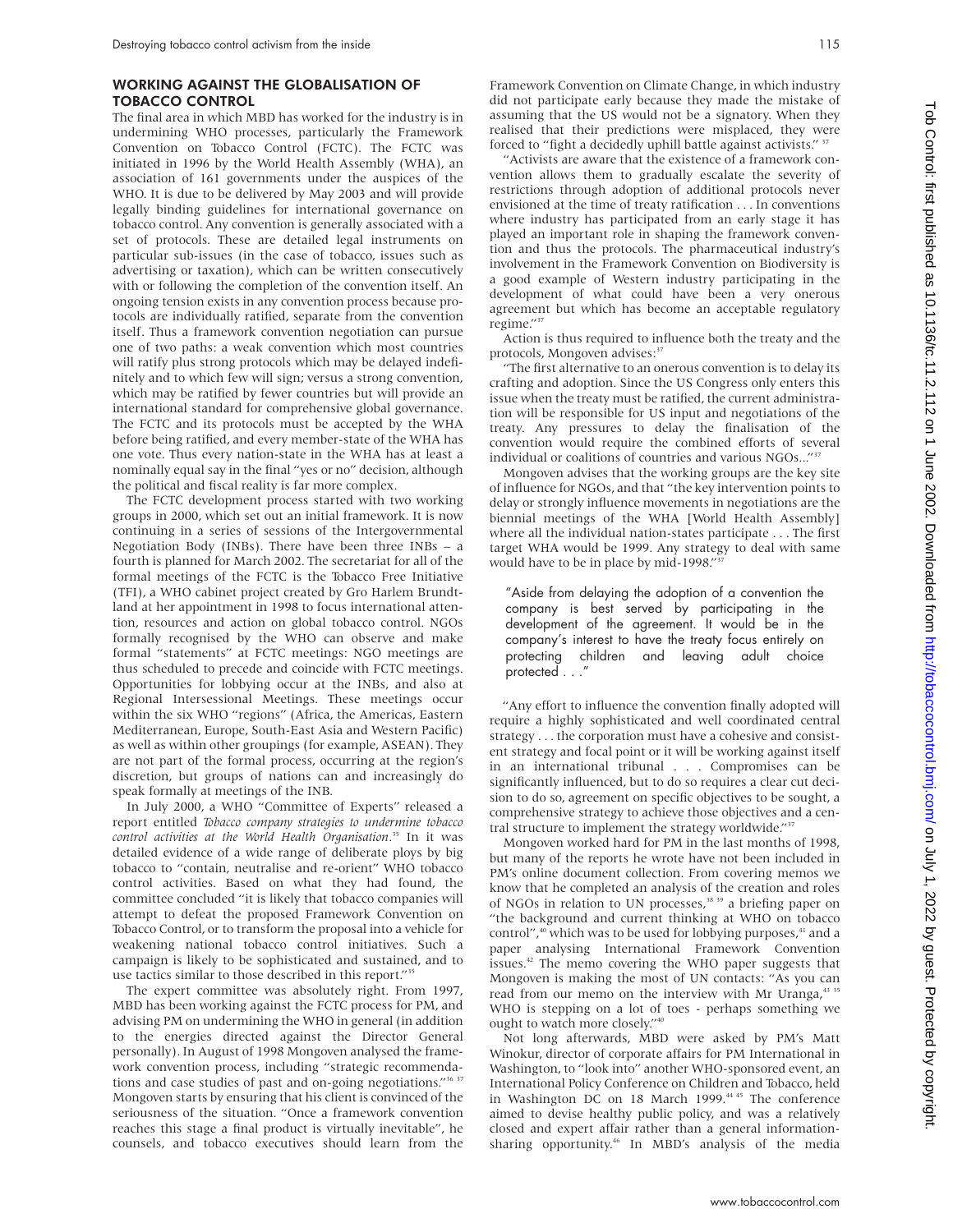## WORKING AGAINST THE GLOBALISATION OF TOBACCO CONTROL

The final area in which MBD has worked for the industry is in undermining WHO processes, particularly the Framework Convention on Tobacco Control (FCTC). The FCTC was initiated in 1996 by the World Health Assembly (WHA), an association of 161 governments under the auspices of the WHO. It is due to be delivered by May 2003 and will provide legally binding guidelines for international governance on tobacco control. Any convention is generally associated with a set of protocols. These are detailed legal instruments on particular sub-issues (in the case of tobacco, issues such as advertising or taxation), which can be written consecutively with or following the completion of the convention itself. An ongoing tension exists in any convention process because protocols are individually ratified, separate from the convention itself. Thus a framework convention negotiation can pursue one of two paths: a weak convention which most countries will ratify plus strong protocols which may be delayed indefinitely and to which few will sign; versus a strong convention, which may be ratified by fewer countries but will provide an international standard for comprehensive global governance. The FCTC and its protocols must be accepted by the WHA before being ratified, and every member-state of the WHA has one vote. Thus every nation-state in the WHA has at least a nominally equal say in the final "yes or no" decision, although the political and fiscal reality is far more complex.

The FCTC development process started with two working groups in 2000, which set out an initial framework. It is now continuing in a series of sessions of the Intergovernmental Negotiation Body (INBs). There have been three INBs – a fourth is planned for March 2002. The secretariat for all of the formal meetings of the FCTC is the Tobacco Free Initiative (TFI), a WHO cabinet project created by Gro Harlem Brundtland at her appointment in 1998 to focus international attention, resources and action on global tobacco control. NGOs formally recognised by the WHO can observe and make formal "statements" at FCTC meetings: NGO meetings are thus scheduled to precede and coincide with FCTC meetings. Opportunities for lobbying occur at the INBs, and also at Regional Intersessional Meetings. These meetings occur within the six WHO "regions" (Africa, the Americas, Eastern Mediterranean, Europe, South-East Asia and Western Pacific) as well as within other groupings (for example, ASEAN). They are not part of the formal process, occurring at the region's discretion, but groups of nations can and increasingly do speak formally at meetings of the INB.

In July 2000, a WHO "Committee of Experts" released a report entitled *Tobacco company strategies to undermine tobacco control activities at the World Health Organisation*.[35] In it was detailed evidence of a wide range of deliberate ploys by big tobacco to "contain, neutralise and re-orient" WHO tobacco control activities. Based on what they had found, the committee concluded "it is likely that tobacco companies will attempt to defeat the proposed Framework Convention on Tobacco Control, or to transform the proposal into a vehicle for weakening national tobacco control initiatives. Such a campaign is likely to be sophisticated and sustained, and to use tactics similar to those described in this report."[35]

The expert committee was absolutely right. From 1997, MBD has been working against the FCTC process for PM, and advising PM on undermining the WHO in general (in addition to the energies directed against the Director General personally). In August of 1998 Mongoven analysed the framework convention process, including "strategic recommendations and case studies of past and on-going negotiations."[36 37] Mongoven starts by ensuring that his client is convinced of the seriousness of the situation. "Once a framework convention reaches this stage a final product is virtually inevitable", he counsels, and tobacco executives should learn from the Framework Convention on Climate Change, in which industry did not participate early because they made the mistake of assuming that the US would not be a signatory. When they realised that their predictions were misplaced, they were forced to "fight a decidedly uphill battle against activists." [37]

"Activists are aware that the existence of a framework convention allows them to gradually escalate the severity of restrictions through adoption of additional protocols never envisioned at the time of treaty ratification . . . In conventions where industry has participated from an early stage it has played an important role in shaping the framework convention and thus the protocols. The pharmaceutical industry's involvement in the Framework Convention on Biodiversity is a good example of Western industry participating in the development of what could have been a very onerous agreement but which has become an acceptable regulatory regime."[37]

Action is thus required to influence both the treaty and the protocols, Mongoven advises:[37]

"The first alternative to an onerous convention is to delay its crafting and adoption. Since the US Congress only enters this issue when the treaty must be ratified, the current administration will be responsible for US input and negotiations of the treaty. Any pressures to delay the finalisation of the convention would require the combined efforts of several individual or coalitions of countries and various NGOs..."[37]

Mongoven advises that the working groups are the key site of influence for NGOs, and that "the key intervention points to delay or strongly influence movements in negotiations are the biennial meetings of the WHA [World Health Assembly] where all the individual nation-states participate . . . The first target WHA would be 1999. Any strategy to deal with same would have to be in place by mid-1998."[37]

> "Aside from delaying the adoption of a convention the company is best served by participating in the development of the agreement. It would be in the company's interest to have the treaty focus entirely on protecting children and leaving adult choice protected . . ."

"Any effort to influence the convention finally adopted will require a highly sophisticated and well coordinated central strategy . . . the corporation must have a cohesive and consistent strategy and focal point or it will be working against itself in an international tribunal . . . Compromises can be significantly influenced, but to do so requires a clear cut decision to do so, agreement on specific objectives to be sought, a comprehensive strategy to achieve those objectives and a central structure to implement the strategy worldwide."[37]

Mongoven worked hard for PM in the last months of 1998, but many of the reports he wrote have not been included in PM's online document collection. From covering memos we know that he completed an analysis of the creation and roles of NGOs in relation to UN processes,[38 39] a briefing paper on "the background and current thinking at WHO on tobacco control",[40] which was to be used for lobbying purposes,[41] and a paper analysing International Framework Convention issues.[42] The memo covering the WHO paper suggests that Mongoven is making the most of UN contacts: "As you can read from our memo on the interview with Mr Uranga,[43 35] WHO is stepping on a lot of toes - perhaps something we ought to watch more closely."[40]

Not long afterwards, MBD were asked by PM's Matt Winokur, director of corporate affairs for PM International in Washington, to "look into" another WHO-sponsored event, an International Policy Conference on Children and Tobacco, held in Washington DC on 18 March 1999.[44 45] The conference aimed to devise healthy public policy, and was a relatively closed and expert affair rather than a general information-sharing opportunity.[46] In MBD's analysis of the media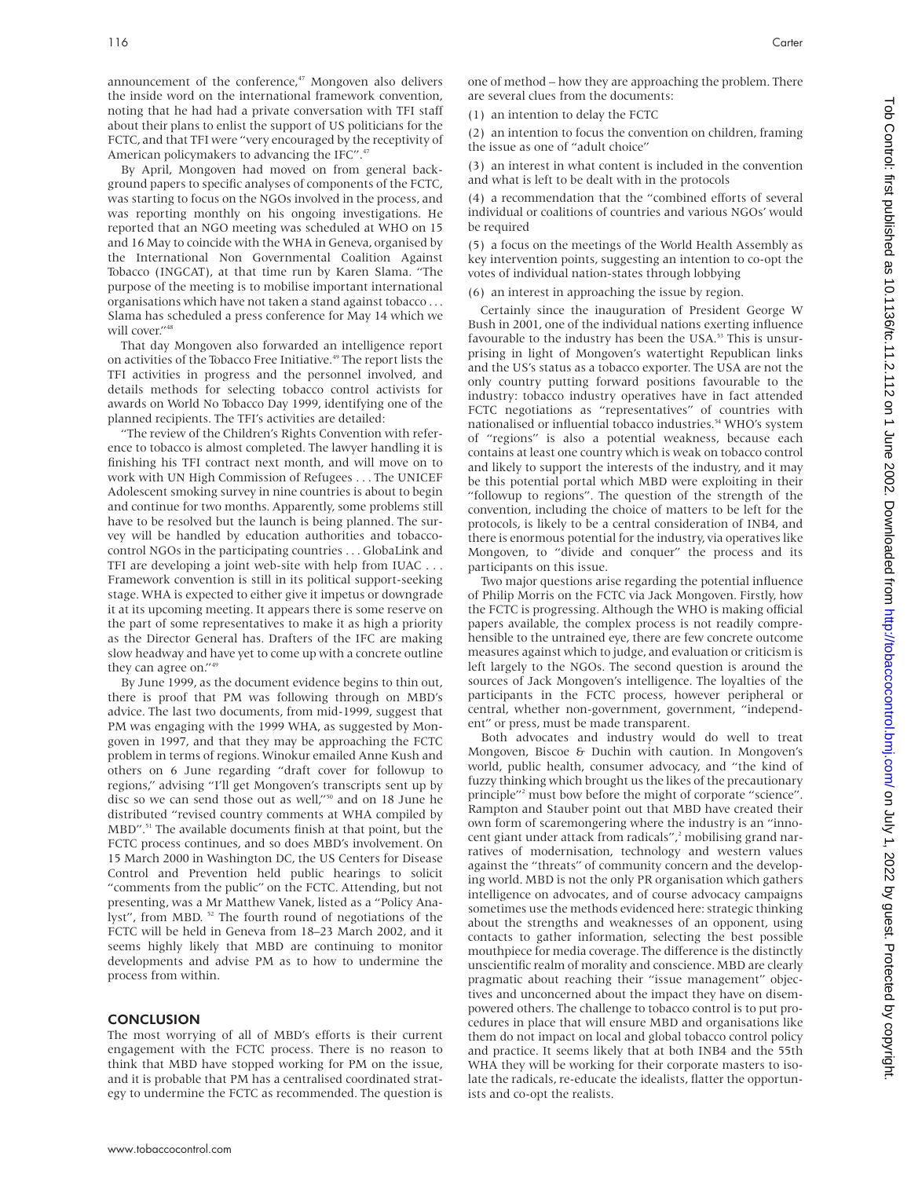announcement of the conference,[47] Mongoven also delivers the inside word on the international framework convention, noting that he had had a private conversation with TFI staff about their plans to enlist the support of US politicians for the FCTC, and that TFI were "very encouraged by the receptivity of American policymakers to advancing the IFC".[47]

By April, Mongoven had moved on from general background papers to specific analyses of components of the FCTC, was starting to focus on the NGOs involved in the process, and was reporting monthly on his ongoing investigations. He reported that an NGO meeting was scheduled at WHO on 15 and 16 May to coincide with the WHA in Geneva, organised by the International Non Governmental Coalition Against Tobacco (INGCAT), at that time run by Karen Slama. "The purpose of the meeting is to mobilise important international organisations which have not taken a stand against tobacco . . . Slama has scheduled a press conference for May 14 which we will cover."[48]

That day Mongoven also forwarded an intelligence report on activities of the Tobacco Free Initiative.[49] The report lists the TFI activities in progress and the personnel involved, and details methods for selecting tobacco control activists for awards on World No Tobacco Day 1999, identifying one of the planned recipients. The TFI's activities are detailed:

"The review of the Children's Rights Convention with reference to tobacco is almost completed. The lawyer handling it is finishing his TFI contract next month, and will move on to work with UN High Commission of Refugees . . . The UNICEF Adolescent smoking survey in nine countries is about to begin and continue for two months. Apparently, some problems still have to be resolved but the launch is being planned. The survey will be handled by education authorities and tobacco-control NGOs in the participating countries . . . GlobaLink and TFI are developing a joint web-site with help from IUAC . . . Framework convention is still in its political support-seeking stage. WHA is expected to either give it impetus or downgrade it at its upcoming meeting. It appears there is some reserve on the part of some representatives to make it as high a priority as the Director General has. Drafters of the IFC are making slow headway and have yet to come up with a concrete outline they can agree on."[49]

By June 1999, as the document evidence begins to thin out, there is proof that PM was following through on MBD's advice. The last two documents, from mid-1999, suggest that PM was engaging with the 1999 WHA, as suggested by Mongoven in 1997, and that they may be approaching the FCTC problem in terms of regions. Winokur emailed Anne Kush and others on 6 June regarding "draft cover for followup to regions," advising "I'll get Mongoven's transcripts sent up by disc so we can send those out as well,"[50] and on 18 June he distributed "revised country comments at WHA compiled by MBD".[51] The available documents finish at that point, but the FCTC process continues, and so does MBD's involvement. On 15 March 2000 in Washington DC, the US Centers for Disease Control and Prevention held public hearings to solicit "comments from the public" on the FCTC. Attending, but not presenting, was a Mr Matthew Vanek, listed as a "Policy Analyst", from MBD.[52] The fourth round of negotiations of the FCTC will be held in Geneva from 18–23 March 2002, and it seems highly likely that MBD are continuing to monitor developments and advise PM as to how to undermine the process from within.

## CONCLUSION

The most worrying of all of MBD's efforts is their current engagement with the FCTC process. There is no reason to think that MBD have stopped working for PM on the issue, and it is probable that PM has a centralised coordinated strategy to undermine the FCTC as recommended. The question is one of method – how they are approaching the problem. There are several clues from the documents:

(1) an intention to delay the FCTC

(2) an intention to focus the convention on children, framing the issue as one of "adult choice"

(3) an interest in what content is included in the convention and what is left to be dealt with in the protocols

(4) a recommendation that the "combined efforts of several individual or coalitions of countries and various NGOs' would be required

(5) a focus on the meetings of the World Health Assembly as key intervention points, suggesting an intention to co-opt the votes of individual nation-states through lobbying

(6) an interest in approaching the issue by region.

Certainly since the inauguration of President George W Bush in 2001, one of the individual nations exerting influence favourable to the industry has been the USA.[53] This is unsurprising in light of Mongoven's watertight Republican links and the US's status as a tobacco exporter. The USA are not the only country putting forward positions favourable to the industry: tobacco industry operatives have in fact attended FCTC negotiations as "representatives" of countries with nationalised or influential tobacco industries.[54] WHO's system of "regions" is also a potential weakness, because each contains at least one country which is weak on tobacco control and likely to support the interests of the industry, and it may be this potential portal which MBD were exploiting in their "followup to regions". The question of the strength of the convention, including the choice of matters to be left for the protocols, is likely to be a central consideration of INB4, and there is enormous potential for the industry, via operatives like Mongoven, to "divide and conquer" the process and its participants on this issue.

Two major questions arise regarding the potential influence of Philip Morris on the FCTC via Jack Mongoven. Firstly, how the FCTC is progressing. Although the WHO is making official papers available, the complex process is not readily comprehensible to the untrained eye, there are few concrete outcome measures against which to judge, and evaluation or criticism is left largely to the NGOs. The second question is around the sources of Jack Mongoven's intelligence. The loyalties of the participants in the FCTC process, however peripheral or central, whether non-government, government, "independent" or press, must be made transparent.

Both advocates and industry would do well to treat Mongoven, Biscoe & Duchin with caution. In Mongoven's world, public health, consumer advocacy, and "the kind of fuzzy thinking which brought us the likes of the precautionary principle"[2] must bow before the might of corporate "science". Rampton and Stauber point out that MBD have created their own form of scaremongering where the industry is an "innocent giant under attack from radicals",[2] mobilising grand narratives of modernisation, technology and western values against the "threats" of community concern and the developing world. MBD is not the only PR organisation which gathers intelligence on advocates, and of course advocacy campaigns sometimes use the methods evidenced here: strategic thinking about the strengths and weaknesses of an opponent, using contacts to gather information, selecting the best possible mouthpiece for media coverage. The difference is the distinctly unscientific realm of morality and conscience. MBD are clearly pragmatic about reaching their "issue management" objectives and unconcerned about the impact they have on disempowered others. The challenge to tobacco control is to put procedures in place that will ensure MBD and organisations like them do not impact on local and global tobacco control policy and practice. It seems likely that at both INB4 and the 55th WHA they will be working for their corporate masters to isolate the radicals, re-educate the idealists, flatter the opportunists and co-opt the realists.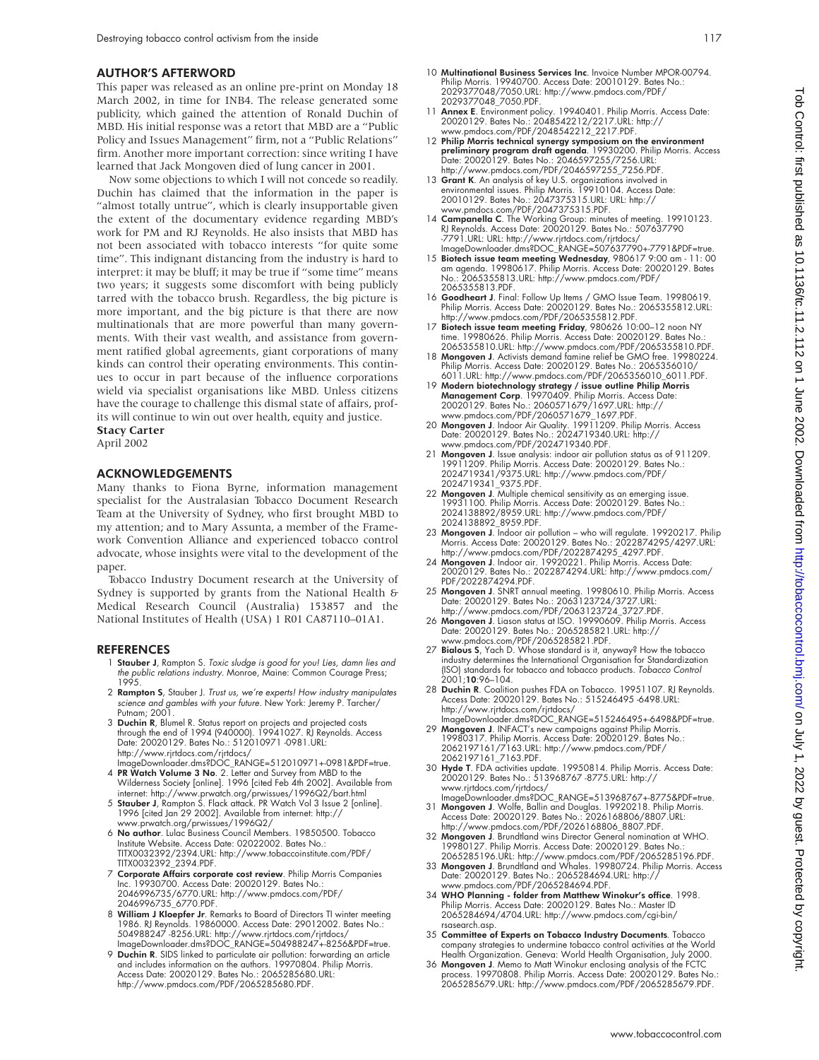## AUTHOR'S AFTERWORD

This paper was released as an online pre-print on Monday 18 March 2002, in time for INB4. The release generated some publicity, which gained the attention of Ronald Duchin of MBD. His initial response was a retort that MBD are a "Public Policy and Issues Management" firm, not a "Public Relations" firm. Another more important correction: since writing I have learned that Jack Mongoven died of lung cancer in 2001.

Now some objections to which I will not concede so readily. Duchin has claimed that the information in the paper is "almost totally untrue", which is clearly insupportable given the extent of the documentary evidence regarding MBD's work for PM and RJ Reynolds. He also insists that MBD has not been associated with tobacco interests "for quite some time". This indignant distancing from the industry is hard to interpret: it may be bluff; it may be true if "some time" means two years; it suggests some discomfort with being publicly tarred with the tobacco brush. Regardless, the big picture is more important, and the big picture is that there are now multinationals that are more powerful than many governments. With their vast wealth, and assistance from government ratified global agreements, giant corporations of many kinds can control their operating environments. This continues to occur in part because of the influence corporations wield via specialist organisations like MBD. Unless citizens have the courage to challenge this dismal state of affairs, profits will continue to win out over health, equity and justice.

**Stacy Carter**

April 2002

## ACKNOWLEDGEMENTS

Many thanks to Fiona Byrne, information management specialist for the Australasian Tobacco Document Research Team at the University of Sydney, who first brought MBD to my attention; and to Mary Assunta, a member of the Framework Convention Alliance and experienced tobacco control advocate, whose insights were vital to the development of the paper.

Tobacco Industry Document research at the University of Sydney is supported by grants from the National Health & Medical Research Council (Australia) 153857 and the National Institutes of Health (USA) 1 R01 CA87110–01A1.

## REFERENCES

1. **Stauber J**, Rampton S. *Toxic sludge is good for you! Lies, damn lies and the public relations industry*. Monroe, Maine: Common Courage Press; 1995.
2. **Rampton S**, Stauber J. *Trust us, we're experts! How industry manipulates science and gambles with your future*. New York: Jeremy P. Tarcher/Putnam; 2001.
3. **Duchin R**, Blumel R. Status report on projects and projected costs through the end of 1994 (940000). 19941027. RJ Reynolds. Access Date: 20020129. Bates No.: 512010971 -0981.URL: http://www.rjrtdocs.com/rjrtdocs/ImageDownloader.dms?DOC_RANGE=512010971+-0981&PDF=true.
4. **PR Watch Volume 3 No**. 2. Letter and Survey from MBD to the Wilderness Society [online]. 1996 [cited Feb 4th 2002]. Available from internet: http://www.prwatch.org/prwissues/1996Q2/bart.html
5. **Stauber J**, Rampton S. Flack attack. PR Watch Vol 3 Issue 2 [online]. 1996 [cited Jan 29 2002]. Available from internet: http://www.prwatch.org/prwissues/1996Q2/
6. **No author**. Lulac Business Council Members. 19850500. Tobacco Institute Website. Access Date: 02022002. Bates No.: TITX0032392/2394.URL: http://www.tobaccoinstitute.com/PDF/TITX0032392_2394.PDF.
7. **Corporate Affairs corporate cost review**. Philip Morris Companies Inc. 19930700. Access Date: 20020129. Bates No.: 2046996735/6770.URL: http://www.pmdocs.com/PDF/2046996735_6770.PDF.
8. **William J Kloepfer Jr**. Remarks to Board of Directors TI winter meeting 1986. RJ Reynolds. 19860000. Access Date: 29012002. Bates No.: 504988247 -8256.URL: http://www.rjrtdocs.com/rjrtdocs/ImageDownloader.dms?DOC_RANGE=504988247+-8256&PDF=true.
9. **Duchin R**. SIDS linked to particulate air pollution: forwarding an article and includes information on the authors. 19970804. Philip Morris. Access Date: 20020129. Bates No.: 2065285680.URL: http://www.pmdocs.com/PDF/2065285680.PDF.
10. **Multinational Business Services Inc**. Invoice Number MPOR-00794. Philip Morris. 19940700. Access Date: 20010129. Bates No.: 2029377048/7050.URL: http://www.pmdocs.com/PDF/2029377048_7050.PDF.
11. **Annex E**. Environment policy. 19940401. Philip Morris. Access Date: 20020129. Bates No.: 2048542212/2217.URL: http://www.pmdocs.com/PDF/2048542212_2217.PDF.
12. **Philip Morris technical synergy symposium on the environment preliminary program draft agenda**. 19930200. Philip Morris. Access Date: 20020129. Bates No.: 2046597255/7256.URL: http://www.pmdocs.com/PDF/2046597255_7256.PDF.
13. **Grant K**. An analysis of key U.S. organizations involved in environmental issues. Philip Morris. 19910104. Access Date: 20010129. Bates No.: 2047375315.URL: URL: http://www.pmdocs.com/PDF/2047375315.PDF.
14. **Campanella C**. The Working Group: minutes of meeting. 19910123. RJ Reynolds. Access Date: 20020129. Bates No.: 507637790 -7791.URL: URL: http://www.rjrtdocs.com/rjrtdocs/ImageDownloader.dms?DOC_RANGE=507637790+-7791&PDF=true.
15. **Biotech issue team meeting Wednesday**, 980617 9:00 am - 11: 00 am agenda. 19980617. Philip Morris. Access Date: 20020129. Bates No.: 2065355813.URL: http://www.pmdocs.com/PDF/2065355813.PDF.
16. **Goodheart J**. Final: Follow Up Items / GMO Issue Team. 19980619. Philip Morris. Access Date: 20020129. Bates No.: 2065355812.URL: http://www.pmdocs.com/PDF/2065355812.PDF.
17. **Biotech issue team meeting Friday**, 980626 10:00–12 noon NY time. 19980626. Philip Morris. Access Date: 20020129. Bates No.: 2065355810.URL: http://www.pmdocs.com/PDF/2065355810.PDF.
18. **Mongoven J**. Activists demand famine relief be GMO free. 19980224. Philip Morris. Access Date: 20020129. Bates No.: 2065356010/6011.URL: http://www.pmdocs.com/PDF/2065356010_6011.PDF.
19. **Modern biotechnology strategy / issue outline Philip Morris Management Corp**. 19970409. Philip Morris. Access Date: 20020129. Bates No.: 2060571679/1697.URL: http://www.pmdocs.com/PDF/2060571679_1697.PDF.
20. **Mongoven J**. Indoor Air Quality. 19911209. Philip Morris. Access Date: 20020129. Bates No.: 2024719340.URL: http://www.pmdocs.com/PDF/2024719340.PDF.
21. **Mongoven J**. Issue analysis: indoor air pollution status as of 911209. 19911209. Philip Morris. Access Date: 20020129. Bates No.: 2024719341/9375.URL: http://www.pmdocs.com/PDF/2024719341_9375.PDF.
22. **Mongoven J**. Multiple chemical sensitivity as an emerging issue. 19931100. Philip Morris. Access Date: 20020129. Bates No.: 2024138892/8959.URL: http://www.pmdocs.com/PDF/2024138892_8959.PDF.
23. **Mongoven J**. Indoor air pollution – who will regulate. 19920217. Philip Morris. Access Date: 20020129. Bates No.: 2022874295/4297.URL: http://www.pmdocs.com/PDF/2022874295_4297.PDF.
24. **Mongoven J**. Indoor air. 19920221. Philip Morris. Access Date: 20020129. Bates No.: 2022874294.URL: http://www.pmdocs.com/PDF/2022874294.PDF.
25. **Mongoven J**. SNRT annual meeting. 19980610. Philip Morris. Access Date: 20020129. Bates No.: 2063123724/3727.URL: http://www.pmdocs.com/PDF/2063123724_3727.PDF.
26. **Mongoven J**. Liason status at ISO. 19990609. Philip Morris. Access Date: 20020129. Bates No.: 2065285821.URL: http://www.pmdocs.com/PDF/2065285821.PDF.
27. **Bialous S**, Yach D. Whose standard is it, anyway? How the tobacco industry determines the International Organisation for Standardization (ISO) standards for tobacco and tobacco products. *Tobacco Control* 2001;**10**:96–104.
28. **Duchin R**. Coalition pushes FDA on Tobacco. 19951107. RJ Reynolds. Access Date: 20020129. Bates No.: 515246495 -6498.URL: http://www.rjrtdocs.com/rjrtdocs/ImageDownloader.dms?DOC_RANGE=515246495+-6498&PDF=true.
29. **Mongoven J**. INFACT's new campaigns against Philip Morris. 19980317. Philip Morris. Access Date: 20020129. Bates No.: 2062197161/7163.URL: http://www.pmdocs.com/PDF/2062197161_7163.PDF.
30. **Hyde T**. FDA activities update. 19950814. Philip Morris. Access Date: 20020129. Bates No.: 513968767 -8775.URL: http://www.rjrtdocs.com/rjrtdocs/ImageDownloader.dms?DOC_RANGE=513968767+-8775&PDF=true.
31. **Mongoven J**. Wolfe, Ballin and Douglas. 19920218. Philip Morris. Access Date: 20020129. Bates No.: 2026168806/8807.URL: http://www.pmdocs.com/PDF/2026168806_8807.PDF.
32. **Mongoven J**. Brundtland wins Director General nomination at WHO. 19980127. Philip Morris. Access Date: 20020129. Bates No.: 2065285196.URL: http://www.pmdocs.com/PDF/2065285196.PDF.
33. **Mongoven J**. Brundtland and Whales. 19980724. Philip Morris. Access Date: 20020129. Bates No.: 2065284694.URL: http://www.pmdocs.com/PDF/2065284694.PDF.
34. **WHO Planning - folder from Matthew Winokur's office**. 1998. Philip Morris. Access Date: 20020129. Bates No.: Master ID 2065284694/4704.URL: http://www.pmdocs.com/cgi-bin/rsasearch.asp.
35. **Committee of Experts on Tobacco Industry Documents**. Tobacco company strategies to undermine tobacco control activities at the World Health Organization. Geneva: World Health Organisation, July 2000.
36. **Mongoven J**. Memo to Matt Winokur enclosing analysis of the FCTC process. 19970808. Philip Morris. Access Date: 20020129. Bates No.: 2065285679.URL: http://www.pmdocs.com/PDF/2065285679.PDF.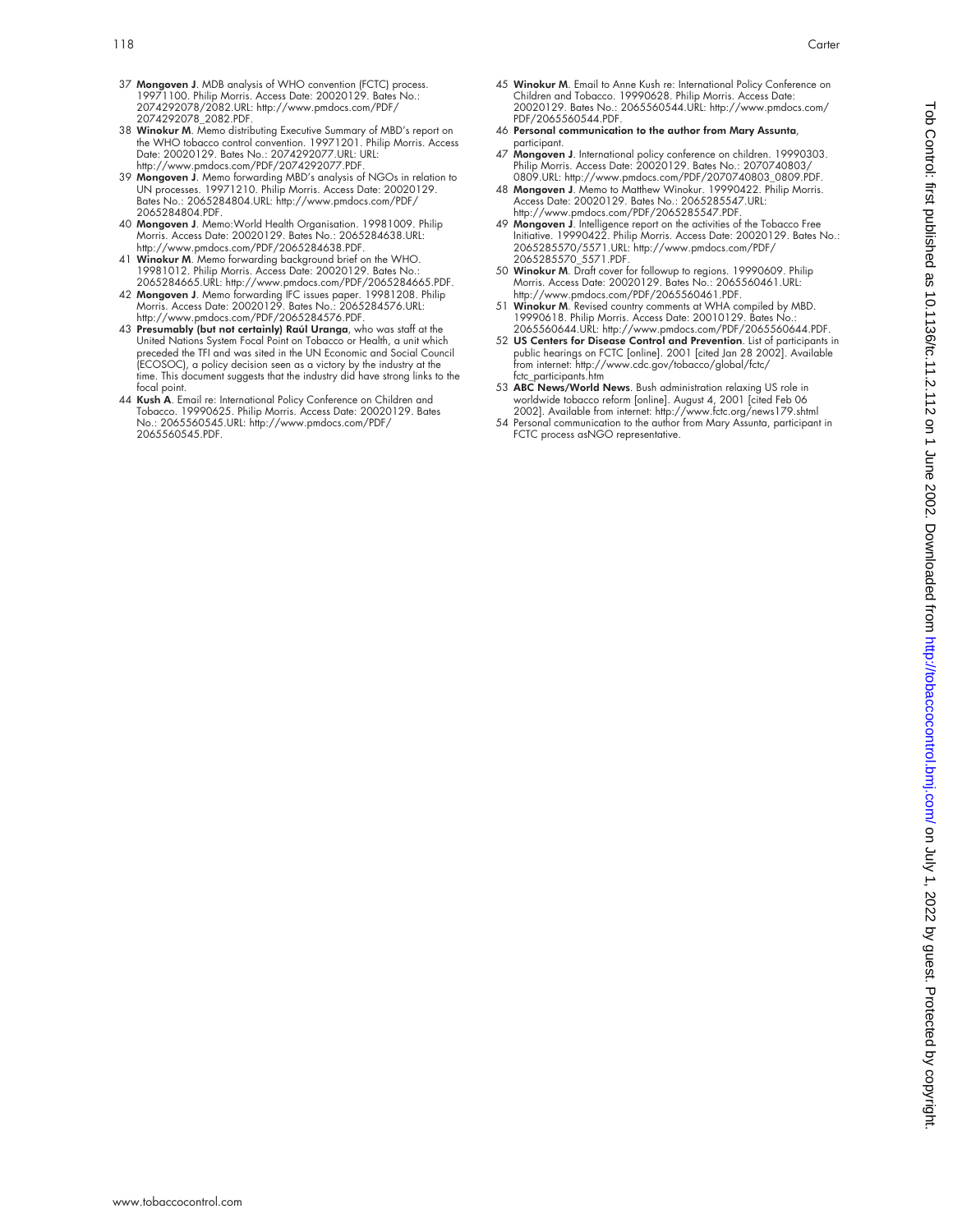37 **Mongoven J**. MDB analysis of WHO convention (FCTC) process. 19971100. Philip Morris. Access Date: 20020129. Bates No.: 2074292078/2082.URL: http://www.pmdocs.com/PDF/2074292078_2082.PDF.

38 **Winokur M**. Memo distributing Executive Summary of MBD's report on the WHO tobacco control convention. 19971201. Philip Morris. Access Date: 20020129. Bates No.: 2074292077.URL: URL: http://www.pmdocs.com/PDF/2074292077.PDF.

39 **Mongoven J**. Memo forwarding MBD's analysis of NGOs in relation to UN processes. 19971210. Philip Morris. Access Date: 20020129. Bates No.: 2065284804.URL: http://www.pmdocs.com/PDF/2065284804.PDF.

40 **Mongoven J**. Memo:World Health Organisation. 19981009. Philip Morris. Access Date: 20020129. Bates No.: 2065284638.URL: http://www.pmdocs.com/PDF/2065284638.PDF.

41 **Winokur M**. Memo forwarding background brief on the WHO. 19981012. Philip Morris. Access Date: 20020129. Bates No.: 2065284665.URL: http://www.pmdocs.com/PDF/2065284665.PDF.

42 **Mongoven J**. Memo forwarding IFC issues paper. 19981208. Philip Morris. Access Date: 20020129. Bates No.: 2065284576.URL: http://www.pmdocs.com/PDF/2065284576.PDF.

43 **Presumably (but not certainly) Raúl Uranga**, who was staff at the United Nations System Focal Point on Tobacco or Health, a unit which preceded the TFI and was sited in the UN Economic and Social Council (ECOSOC), a policy decision seen as a victory by the industry at the time. This document suggests that the industry did have strong links to the focal point.

44 **Kush A**. Email re: International Policy Conference on Children and Tobacco. 19990625. Philip Morris. Access Date: 20020129. Bates No.: 2065560545.URL: http://www.pmdocs.com/PDF/2065560545.PDF.

45 **Winokur M**. Email to Anne Kush re: International Policy Conference on Children and Tobacco. 19990628. Philip Morris. Access Date: 20020129. Bates No.: 2065560544.URL: http://www.pmdocs.com/PDF/2065560544.PDF.

46 **Personal communication to the author from Mary Assunta**, participant.

47 **Mongoven J**. International policy conference on children. 19990303. Philip Morris. Access Date: 20020129. Bates No.: 2070740803/0809.URL: http://www.pmdocs.com/PDF/2070740803_0809.PDF.

48 **Mongoven J**. Memo to Matthew Winokur. 19990422. Philip Morris. Access Date: 20020129. Bates No.: 2065285547.URL: http://www.pmdocs.com/PDF/2065285547.PDF.

49 **Mongoven J**. Intelligence report on the activities of the Tobacco Free Initiative. 19990422. Philip Morris. Access Date: 20020129. Bates No.: 2065285570/5571.URL: http://www.pmdocs.com/PDF/2065285570_5571.PDF.

50 **Winokur M**. Draft cover for followup to regions. 19990609. Philip Morris. Access Date: 20020129. Bates No.: 2065560461.URL: http://www.pmdocs.com/PDF/2065560461.PDF.

51 **Winokur M**. Revised country comments at WHA compiled by MBD. 19990618. Philip Morris. Access Date: 20010129. Bates No.: 2065560644.URL: http://www.pmdocs.com/PDF/2065560644.PDF.

52 **US Centers for Disease Control and Prevention**. List of participants in public hearings on FCTC [online]. 2001 [cited Jan 28 2002]. Available from internet: http://www.cdc.gov/tobacco/global/fctc/fctc_participants.htm

53 **ABC News/World News**. Bush administration relaxing US role in worldwide tobacco reform [online]. August 4, 2001 [cited Feb 06 2002]. Available from internet: http://www.fctc.org/news179.shtml

54 Personal communication to the author from Mary Assunta, participant in FCTC process asNGO representative.